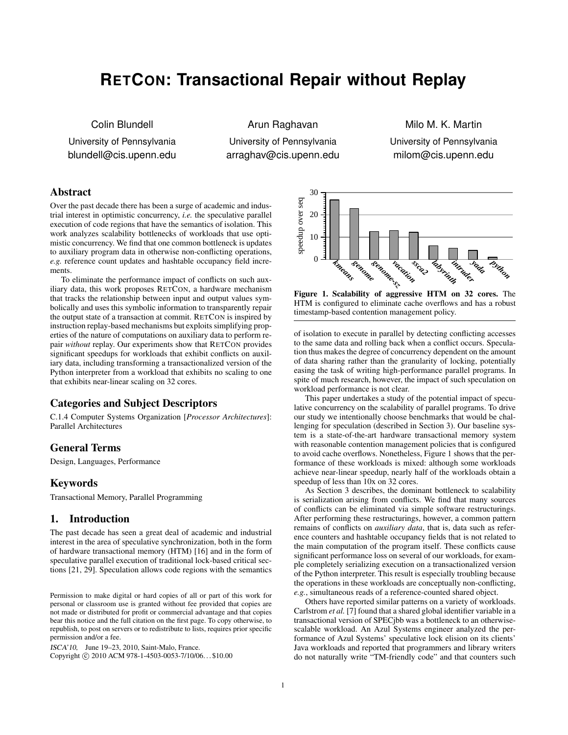# RETCON: Transactional Repair without Replay

Colin Blundell
University of Pennsylvania
blundell@cis.upenn.edu

Arun Raghavan
University of Pennsylvania
arraghav@cis.upenn.edu

Milo M. K. Martin
University of Pennsylvania
milom@cis.upenn.edu

## Abstract

Over the past decade there has been a surge of academic and industrial interest in optimistic concurrency, *i.e.* the speculative parallel execution of code regions that have the semantics of isolation. This work analyzes scalability bottlenecks of workloads that use optimistic concurrency. We find that one common bottleneck is updates to auxiliary program data in otherwise non-conflicting operations, *e.g.* reference count updates and hashtable occupancy field increments.

To eliminate the performance impact of conflicts on such auxiliary data, this work proposes RETCON, a hardware mechanism that tracks the relationship between input and output values symbolically and uses this symbolic information to transparently repair the output state of a transaction at commit. RETCON is inspired by instruction replay-based mechanisms but exploits simplifying properties of the nature of computations on auxiliary data to perform repair *without* replay. Our experiments show that RETCON provides significant speedups for workloads that exhibit conflicts on auxiliary data, including transforming a transactionalized version of the Python interpreter from a workload that exhibits no scaling to one that exhibits near-linear scaling on 32 cores.

## Categories and Subject Descriptors

C.1.4 Computer Systems Organization [*Processor Architectures*]: Parallel Architectures

## General Terms

Design, Languages, Performance

## Keywords

Transactional Memory, Parallel Programming

## 1. Introduction

The past decade has seen a great deal of academic and industrial interest in the area of speculative synchronization, both in the form of hardware transactional memory (HTM) [16] and in the form of speculative parallel execution of traditional lock-based critical sections [21, 29]. Speculation allows code regions with the semantics of isolation to execute in parallel by detecting conflicting accesses to the same data and rolling back when a conflict occurs. Speculation thus makes the degree of concurrency dependent on the amount of data sharing rather than the granularity of locking, potentially easing the task of writing high-performance parallel programs. In spite of much research, however, the impact of such speculation on workload performance is not clear.

speedup over seq
30
20
10
0
kmeans
genome
genome-sz
vacation
ssca2
labyrinth
intruder
yada
python

**Figure 1. Scalability of aggressive HTM on 32 cores.** The HTM is configured to eliminate cache overflows and has a robust timestamp-based contention management policy.

This paper undertakes a study of the potential impact of speculative concurrency on the scalability of parallel programs. To drive our study we intentionally choose benchmarks that would be challenging for speculation (described in Section 3). Our baseline system is a state-of-the-art hardware transactional memory system with reasonable contention management policies that is configured to avoid cache overflows. Nonetheless, Figure 1 shows that the performance of these workloads is mixed: although some workloads achieve near-linear speedup, nearly half of the workloads obtain a speedup of less than 10x on 32 cores.

As Section 3 describes, the dominant bottleneck to scalability is serialization arising from conflicts. We find that many sources of conflicts can be eliminated via simple software restructurings. After performing these restructurings, however, a common pattern remains of conflicts on *auxiliary data*, that is, data such as reference counters and hashtable occupancy fields that is not related to the main computation of the program itself. These conflicts cause significant performance loss on several of our workloads, for example completely serializing execution on a transactionalized version of the Python interpreter. This result is especially troubling because the operations in these workloads are conceptually non-conflicting, *e.g.*, simultaneous reads of a reference-counted shared object.

Others have reported similar patterns on a variety of workloads. Carlstrom *et al.* [7] found that a shared global identifier variable in a transactional version of SPECjbb was a bottleneck to an otherwise-scalable workload. An Azul Systems engineer analyzed the performance of Azul Systems' speculative lock elision on its clients' Java workloads and reported that programmers and library writers do not naturally write "TM-friendly code" and that counters such

Permission to make digital or hard copies of all or part of this work for personal or classroom use is granted without fee provided that copies are not made or distributed for profit or commercial advantage and that copies bear this notice and the full citation on the first page. To copy otherwise, to republish, to post on servers or to redistribute to lists, requires prior specific permission and/or a fee.

*ISCA'10,* June 19–23, 2010, Saint-Malo, France.
Copyright © 2010 ACM 978-1-4503-0053-7/10/06. . . $10.00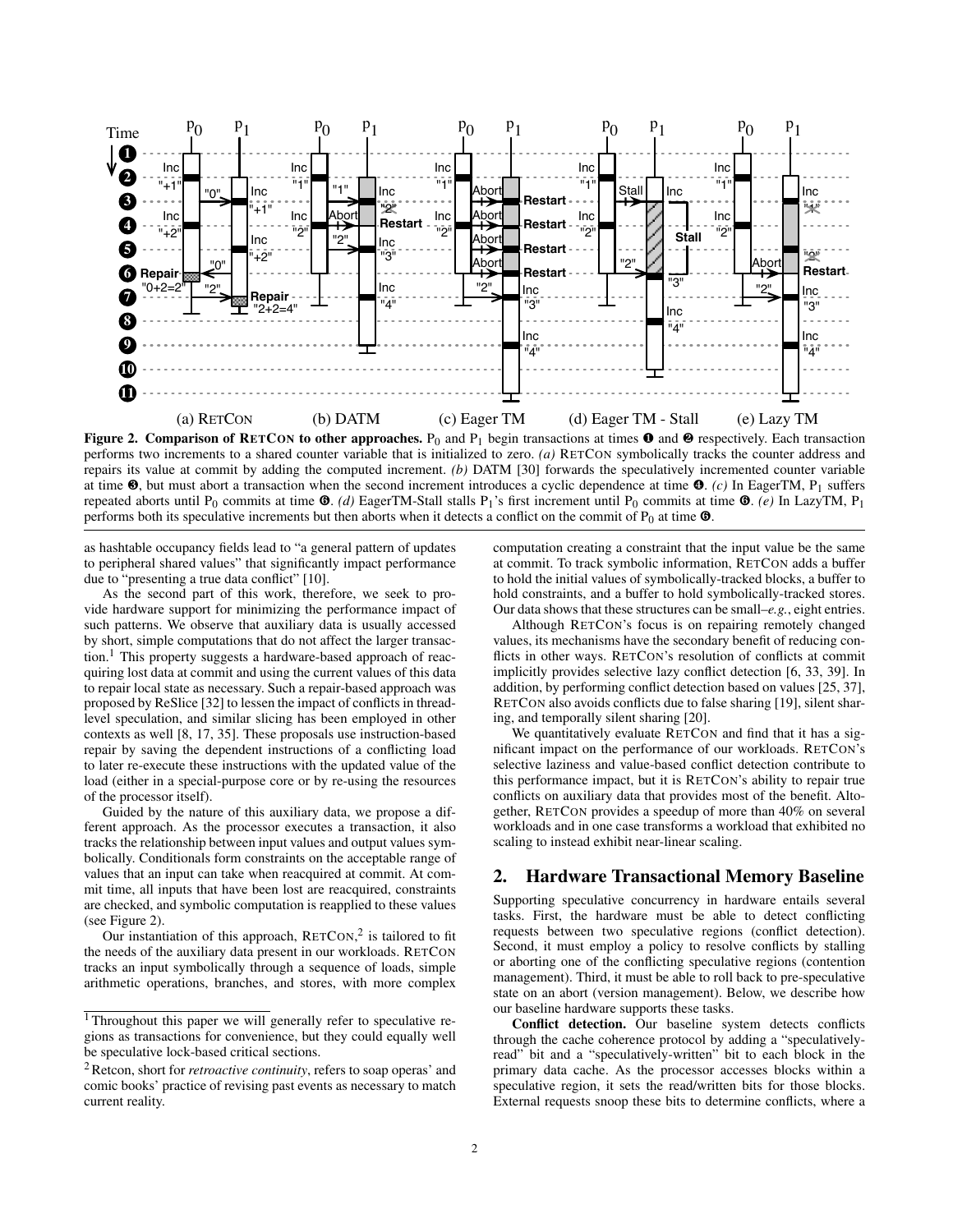**Figure 2. Comparison of RETCON to other approaches.** $P_0$ and $P_1$ begin transactions at times ❶ and ❷ respectively. Each transaction performs two increments to a shared counter variable that is initialized to zero. *(a)* RETCON symbolically tracks the counter address and repairs its value at commit by adding the computed increment. *(b)* DATM [30] forwards the speculatively incremented counter variable at time ❸, but must abort a transaction when the second increment introduces a cyclic dependence at time ❹. *(c)* In EagerTM, $P_1$ suffers repeated aborts until $P_0$ commits at time ❻. *(d)* EagerTM-Stall stalls $P_1$'s first increment until $P_0$ commits at time ❻. *(e)* In LazyTM, $P_1$ performs both its speculative increments but then aborts when it detects a conflict on the commit of $P_0$ at time ❻.

as hashtable occupancy fields lead to "a general pattern of updates to peripheral shared values" that significantly impact performance due to "presenting a true data conflict" [10].

As the second part of this work, therefore, we seek to provide hardware support for minimizing the performance impact of such patterns. We observe that auxiliary data is usually accessed by short, simple computations that do not affect the larger transaction.[1] This property suggests a hardware-based approach of reacquiring lost data at commit and using the current values of this data to repair local state as necessary. Such a repair-based approach was proposed by ReSlice [32] to lessen the impact of conflicts in thread-level speculation, and similar slicing has been employed in other contexts as well [8, 17, 35]. These proposals use instruction-based repair by saving the dependent instructions of a conflicting load to later re-execute these instructions with the updated value of the load (either in a special-purpose core or by re-using the resources of the processor itself).

Guided by the nature of this auxiliary data, we propose a different approach. As the processor executes a transaction, it also tracks the relationship between input values and output values symbolically. Conditionals form constraints on the acceptable range of values that an input can take when reacquired at commit. At commit time, all inputs that have been lost are reacquired, constraints are checked, and symbolic computation is reapplied to these values (see Figure 2).

Our instantiation of this approach, RETCON,[2] is tailored to fit the needs of the auxiliary data present in our workloads. RETCON tracks an input symbolically through a sequence of loads, simple arithmetic operations, branches, and stores, with more complex computation creating a constraint that the input value be the same at commit. To track symbolic information, RETCON adds a buffer to hold the initial values of symbolically-tracked blocks, a buffer to hold constraints, and a buffer to hold symbolically-tracked stores. Our data shows that these structures can be small–*e.g.*, eight entries.

Although RETCON's focus is on repairing remotely changed values, its mechanisms have the secondary benefit of reducing conflicts in other ways. RETCON's resolution of conflicts at commit implicitly provides selective lazy conflict detection [6, 33, 39]. In addition, by performing conflict detection based on values [25, 37], RETCON also avoids conflicts due to false sharing [19], silent sharing, and temporally silent sharing [20].

We quantitatively evaluate RETCON and find that it has a significant impact on the performance of our workloads. RETCON's selective laziness and value-based conflict detection contribute to this performance impact, but it is RETCON's ability to repair true conflicts on auxiliary data that provides most of the benefit. Altogether, RETCON provides a speedup of more than 40% on several workloads and in one case transforms a workload that exhibited no scaling to instead exhibit near-linear scaling.

## 2. Hardware Transactional Memory Baseline

Supporting speculative concurrency in hardware entails several tasks. First, the hardware must be able to detect conflicting requests between two speculative regions (conflict detection). Second, it must employ a policy to resolve conflicts by stalling or aborting one of the conflicting speculative regions (contention management). Third, it must be able to roll back to pre-speculative state on an abort (version management). Below, we describe how our baseline hardware supports these tasks.

**Conflict detection.** Our baseline system detects conflicts through the cache coherence protocol by adding a "speculatively-read" bit and a "speculatively-written" bit to each block in the primary data cache. As the processor accesses blocks within a speculative region, it sets the read/written bits for those blocks. External requests snoop these bits to determine conflicts, where a

[1] Throughout this paper we will generally refer to speculative regions as transactions for convenience, but they could equally well be speculative lock-based critical sections.

[2] Retcon, short for *retroactive continuity*, refers to soap operas' and comic books' practice of revising past events as necessary to match current reality.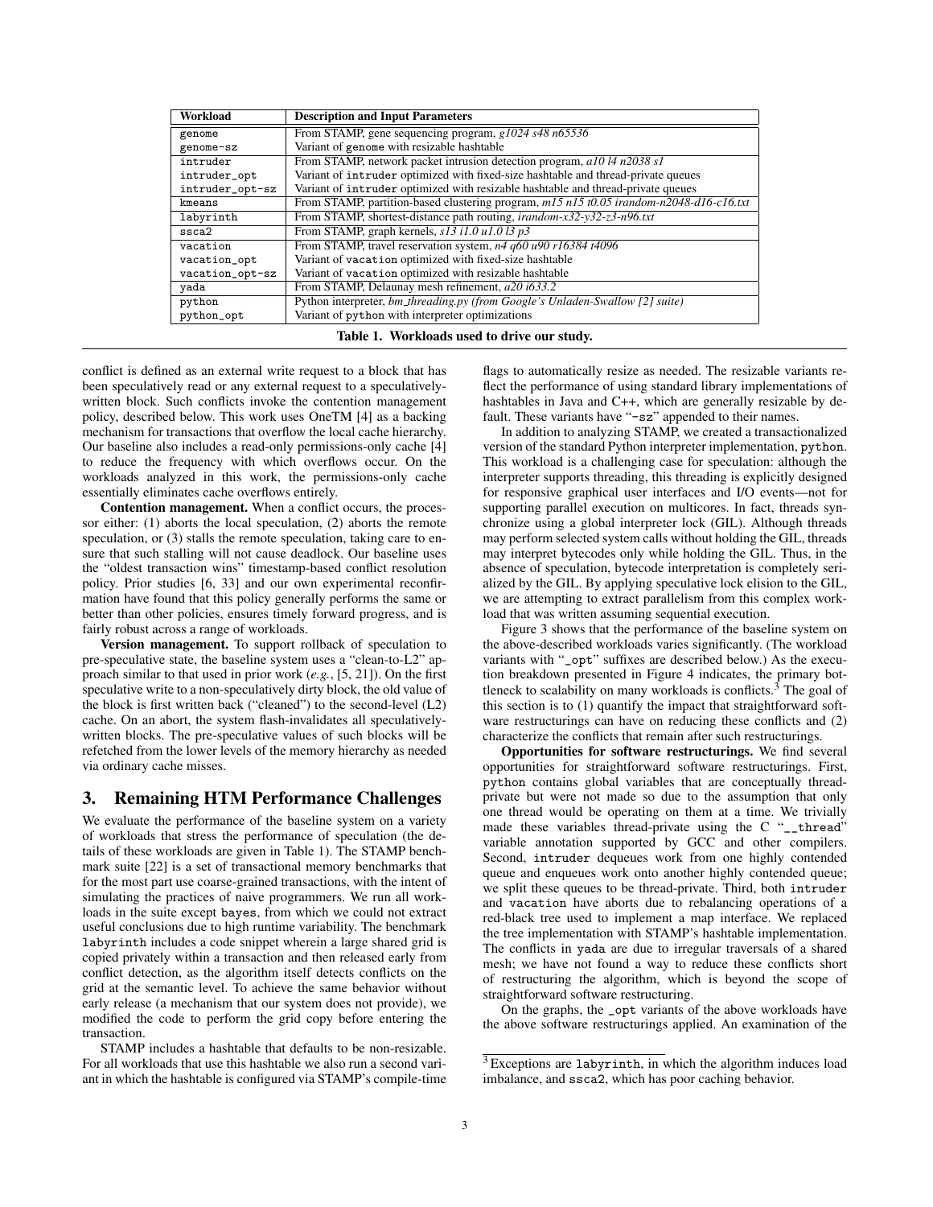| Workload | Description and Input Parameters |
|---|---|
| genome | From STAMP, gene sequencing program, *g1024 s48 n65536* |
| genome-sz | Variant of genome with resizable hashtable |
| intruder | From STAMP, network packet intrusion detection program, *a10 l4 n2038 s1* |
| intruder_opt | Variant of intruder optimized with fixed-size hashtable and thread-private queues |
| intruder_opt-sz | Variant of intruder optimized with resizable hashtable and thread-private queues |
| kmeans | From STAMP, partition-based clustering program, *m15 n15 t0.05 irandom-n2048-d16-c16.txt* |
| labyrinth | From STAMP, shortest-distance path routing, *irandom-x32-y32-z3-n96.txt* |
| ssca2 | From STAMP, graph kernels, *s13 i1.0 u1.0 l3 p3* |
| vacation | From STAMP, travel reservation system, *n4 q60 u90 r16384 t4096* |
| vacation_opt | Variant of vacation optimized with fixed-size hashtable |
| vacation_opt-sz | Variant of vacation optimized with resizable hashtable |
| yada | From STAMP, Delaunay mesh refinement, *a20 i633.2* |
| python | Python interpreter, *bm_threading.py (from Google's Unladen-Swallow [2] suite)* |
| python_opt | Variant of python with interpreter optimizations |

**Table 1. Workloads used to drive our study.**

conflict is defined as an external write request to a block that has been speculatively read or any external request to a speculatively-written block. Such conflicts invoke the contention management policy, described below. This work uses OneTM [4] as a backing mechanism for transactions that overflow the local cache hierarchy. Our baseline also includes a read-only permissions-only cache [4] to reduce the frequency with which overflows occur. On the workloads analyzed in this work, the permissions-only cache essentially eliminates cache overflows entirely.

**Contention management.** When a conflict occurs, the processor either: (1) aborts the local speculation, (2) aborts the remote speculation, or (3) stalls the remote speculation, taking care to ensure that such stalling will not cause deadlock. Our baseline uses the "oldest transaction wins" timestamp-based conflict resolution policy. Prior studies [6, 33] and our own experimental reconfirmation have found that this policy generally performs the same or better than other policies, ensures timely forward progress, and is fairly robust across a range of workloads.

**Version management.** To support rollback of speculation to pre-speculative state, the baseline system uses a "clean-to-L2" approach similar to that used in prior work (*e.g.*, [5, 21]). On the first speculative write to a non-speculatively dirty block, the old value of the block is first written back ("cleaned") to the second-level (L2) cache. On an abort, the system flash-invalidates all speculatively-written blocks. The pre-speculative values of such blocks will be refetched from the lower levels of the memory hierarchy as needed via ordinary cache misses.

## 3. Remaining HTM Performance Challenges

We evaluate the performance of the baseline system on a variety of workloads that stress the performance of speculation (the details of these workloads are given in Table 1). The STAMP benchmark suite [22] is a set of transactional memory benchmarks that for the most part use coarse-grained transactions, with the intent of simulating the practices of naive programmers. We run all workloads in the suite except bayes, from which we could not extract useful conclusions due to high runtime variability. The benchmark labyrinth includes a code snippet wherein a large shared grid is copied privately within a transaction and then released early from conflict detection, as the algorithm itself detects conflicts on the grid at the semantic level. To achieve the same behavior without early release (a mechanism that our system does not provide), we modified the code to perform the grid copy before entering the transaction.

STAMP includes a hashtable that defaults to be non-resizable. For all workloads that use this hashtable we also run a second variant in which the hashtable is configured via STAMP's compile-time flags to automatically resize as needed. The resizable variants reflect the performance of using standard library implementations of hashtables in Java and C++, which are generally resizable by default. These variants have "-sz" appended to their names.

In addition to analyzing STAMP, we created a transactionalized version of the standard Python interpreter implementation, python. This workload is a challenging case for speculation: although the interpreter supports threading, this threading is explicitly designed for responsive graphical user interfaces and I/O events—not for supporting parallel execution on multicores. In fact, threads synchronize using a global interpreter lock (GIL). Although threads may perform selected system calls without holding the GIL, threads may interpret bytecodes only while holding the GIL. Thus, in the absence of speculation, bytecode interpretation is completely serialized by the GIL. By applying speculative lock elision to the GIL, we are attempting to extract parallelism from this complex workload that was written assuming sequential execution.

Figure 3 shows that the performance of the baseline system on the above-described workloads varies significantly. (The workload variants with "_opt" suffixes are described below.) As the execution breakdown presented in Figure 4 indicates, the primary bottleneck to scalability on many workloads is conflicts.[3] The goal of this section is to (1) quantify the impact that straightforward software restructurings can have on reducing these conflicts and (2) characterize the conflicts that remain after such restructurings.

**Opportunities for software restructurings.** We find several opportunities for straightforward software restructurings. First, python contains global variables that are conceptually thread-private but were not made so due to the assumption that only one thread would be operating on them at a time. We trivially made these variables thread-private using the C "__thread" variable annotation supported by GCC and other compilers. Second, intruder dequeues work from one highly contended queue and enqueues work onto another highly contended queue; we split these queues to be thread-private. Third, both intruder and vacation have aborts due to rebalancing operations of a red-black tree used to implement a map interface. We replaced the tree implementation with STAMP's hashtable implementation. The conflicts in yada are due to irregular traversals of a shared mesh; we have not found a way to reduce these conflicts short of restructuring the algorithm, which is beyond the scope of straightforward software restructuring.

On the graphs, the _opt variants of the above workloads have the above software restructurings applied. An examination of the

[3] Exceptions are labyrinth, in which the algorithm induces load imbalance, and ssca2, which has poor caching behavior.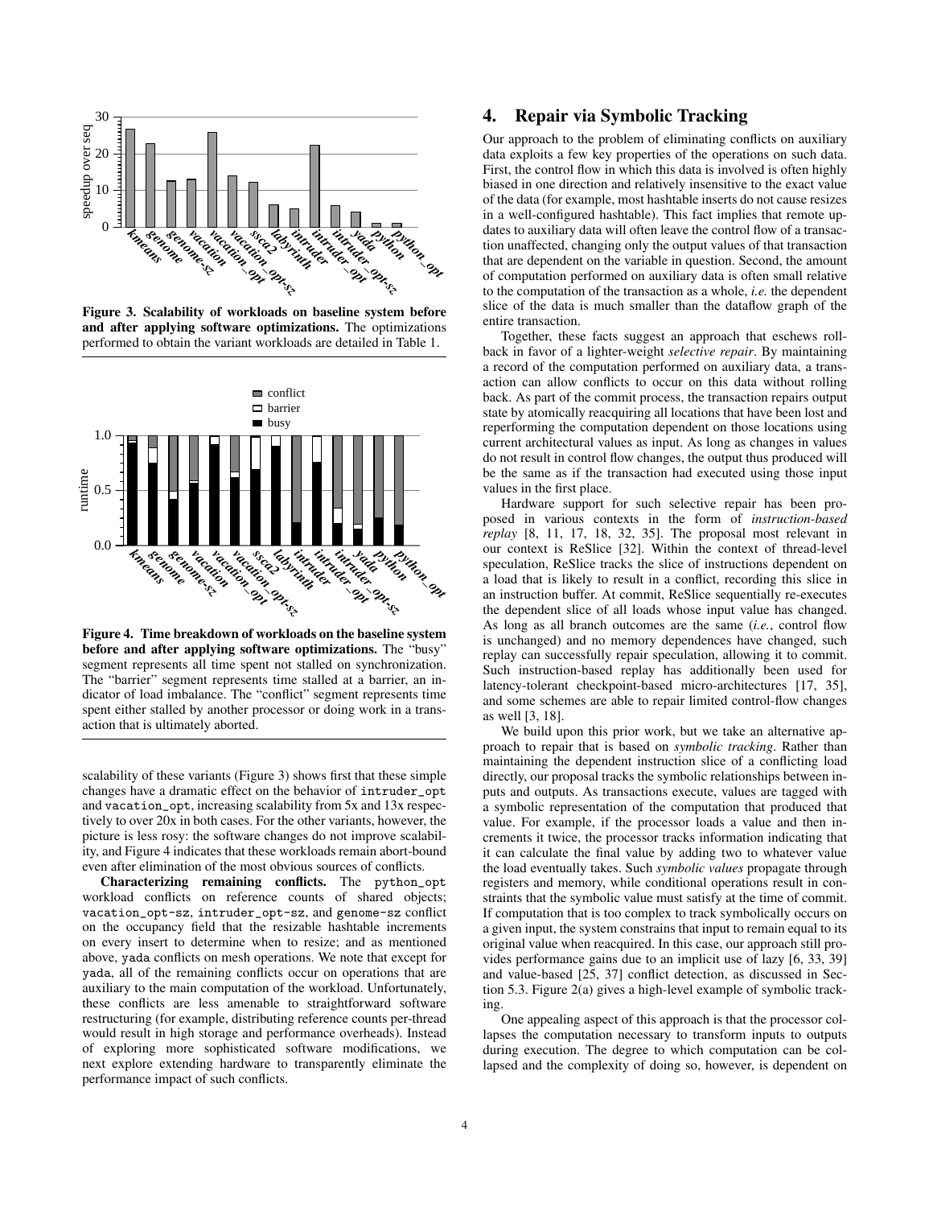Figure 3. Scalability of workloads on baseline system before and after applying software optimizations. The optimizations performed to obtain the variant workloads are detailed in Table 1.

Figure 4. Time breakdown of workloads on the baseline system before and after applying software optimizations. The "busy" segment represents all time spent not stalled on synchronization. The "barrier" segment represents time stalled at a barrier, an indicator of load imbalance. The "conflict" segment represents time spent either stalled by another processor or doing work in a transaction that is ultimately aborted.

scalability of these variants (Figure 3) shows first that these simple changes have a dramatic effect on the behavior of `intruder_opt` and `vacation_opt`, increasing scalability from 5x and 13x respectively to over 20x in both cases. For the other variants, however, the picture is less rosy: the software changes do not improve scalability, and Figure 4 indicates that these workloads remain abort-bound even after elimination of the most obvious sources of conflicts.

**Characterizing remaining conflicts.** The `python_opt` workload conflicts on reference counts of shared objects; `vacation_opt-sz`, `intruder_opt-sz`, and `genome-sz` conflict on the occupancy field that the resizable hashtable increments on every insert to determine when to resize; and as mentioned above, `yada` conflicts on mesh operations. We note that except for `yada`, all of the remaining conflicts occur on operations that are auxiliary to the main computation of the workload. Unfortunately, these conflicts are less amenable to straightforward software restructuring (for example, distributing reference counts per-thread would result in high storage and performance overheads). Instead of exploring more sophisticated software modifications, we next explore extending hardware to transparently eliminate the performance impact of such conflicts.

# 4. Repair via Symbolic Tracking

Our approach to the problem of eliminating conflicts on auxiliary data exploits a few key properties of the operations on such data. First, the control flow in which this data is involved is often highly biased in one direction and relatively insensitive to the exact value of the data (for example, most hashtable inserts do not cause resizes in a well-configured hashtable). This fact implies that remote updates to auxiliary data will often leave the control flow of a transaction unaffected, changing only the output values of that transaction that are dependent on the variable in question. Second, the amount of computation performed on auxiliary data is often small relative to the computation of the transaction as a whole, *i.e.* the dependent slice of the data is much smaller than the dataflow graph of the entire transaction.

Together, these facts suggest an approach that eschews rollback in favor of a lighter-weight *selective repair*. By maintaining a record of the computation performed on auxiliary data, a transaction can allow conflicts to occur on this data without rolling back. As part of the commit process, the transaction repairs output state by atomically reacquiring all locations that have been lost and reperforming the computation dependent on those locations using current architectural values as input. As long as changes in values do not result in control flow changes, the output thus produced will be the same as if the transaction had executed using those input values in the first place.

Hardware support for such selective repair has been proposed in various contexts in the form of *instruction-based replay* [8, 11, 17, 18, 32, 35]. The proposal most relevant in our context is ReSlice [32]. Within the context of thread-level speculation, ReSlice tracks the slice of instructions dependent on a load that is likely to result in a conflict, recording this slice in an instruction buffer. At commit, ReSlice sequentially re-executes the dependent slice of all loads whose input value has changed. As long as all branch outcomes are the same (*i.e.*, control flow is unchanged) and no memory dependences have changed, such replay can successfully repair speculation, allowing it to commit. Such instruction-based replay has additionally been used for latency-tolerant checkpoint-based micro-architectures [17, 35], and some schemes are able to repair limited control-flow changes as well [3, 18].

We build upon this prior work, but we take an alternative approach to repair that is based on *symbolic tracking*. Rather than maintaining the dependent instruction slice of a conflicting load directly, our proposal tracks the symbolic relationships between inputs and outputs. As transactions execute, values are tagged with a symbolic representation of the computation that produced that value. For example, if the processor loads a value and then increments it twice, the processor tracks information indicating that it can calculate the final value by adding two to whatever value the load eventually takes. Such *symbolic values* propagate through registers and memory, while conditional operations result in constraints that the symbolic value must satisfy at the time of commit. If computation that is too complex to track symbolically occurs on a given input, the system constrains that input to remain equal to its original value when reacquired. In this case, our approach still provides performance gains due to an implicit use of lazy [6, 33, 39] and value-based [25, 37] conflict detection, as discussed in Section 5.3. Figure 2(a) gives a high-level example of symbolic tracking.

One appealing aspect of this approach is that the processor collapses the computation necessary to transform inputs to outputs during execution. The degree to which computation can be collapsed and the complexity of doing so, however, is dependent on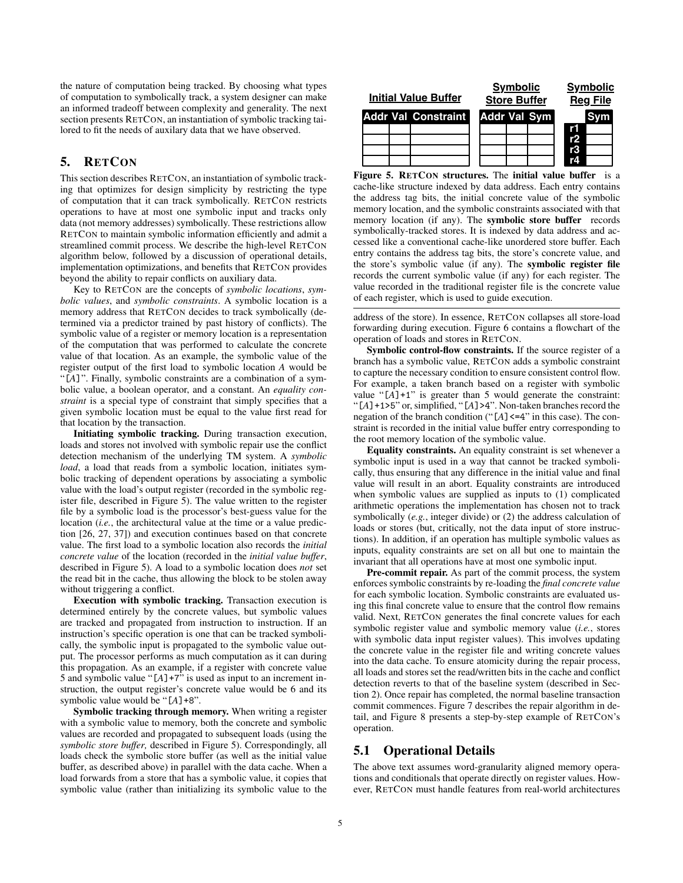the nature of computation being tracked. By choosing what types of computation to symbolically track, a system designer can make an informed tradeoff between complexity and generality. The next section presents RETCON, an instantiation of symbolic tracking tailored to fit the needs of auxilary data that we have observed.

## 5. RETCON

This section describes RETCON, an instantiation of symbolic tracking that optimizes for design simplicity by restricting the type of computation that it can track symbolically. RETCON restricts operations to have at most one symbolic input and tracks only data (not memory addresses) symbolically. These restrictions allow RETCON to maintain symbolic information efficiently and admit a streamlined commit process. We describe the high-level RETCON algorithm below, followed by a discussion of operational details, implementation optimizations, and benefits that RETCON provides beyond the ability to repair conflicts on auxiliary data.

Key to RETCON are the concepts of *symbolic locations*, *symbolic values*, and *symbolic constraints*. A symbolic location is a memory address that RETCON decides to track symbolically (determined via a predictor trained by past history of conflicts). The symbolic value of a register or memory location is a representation of the computation that was performed to calculate the concrete value of that location. As an example, the symbolic value of the register output of the first load to symbolic location *A* would be "[*A*]". Finally, symbolic constraints are a combination of a symbolic value, a boolean operator, and a constant. An *equality constraint* is a special type of constraint that simply specifies that a given symbolic location must be equal to the value first read for that location by the transaction.

**Initiating symbolic tracking.** During transaction execution, loads and stores not involved with symbolic repair use the conflict detection mechanism of the underlying TM system. A *symbolic load*, a load that reads from a symbolic location, initiates symbolic tracking of dependent operations by associating a symbolic value with the load's output register (recorded in the symbolic register file, described in Figure 5). The value written to the register file by a symbolic load is the processor's best-guess value for the location (*i.e.*, the architectural value at the time or a value prediction [26, 27, 37]) and execution continues based on that concrete value. The first load to a symbolic location also records the *initial concrete value* of the location (recorded in the *initial value buffer*, described in Figure 5). A load to a symbolic location does *not* set the read bit in the cache, thus allowing the block to be stolen away without triggering a conflict.

**Execution with symbolic tracking.** Transaction execution is determined entirely by the concrete values, but symbolic values are tracked and propagated from instruction to instruction. If an instruction's specific operation is one that can be tracked symbolically, the symbolic input is propagated to the symbolic value output. The processor performs as much computation as it can during this propagation. As an example, if a register with concrete value 5 and symbolic value "[*A*]+7" is used as input to an increment instruction, the output register's concrete value would be 6 and its symbolic value would be "[*A*]+8".

**Symbolic tracking through memory.** When writing a register with a symbolic value to memory, both the concrete and symbolic values are recorded and propagated to subsequent loads (using the *symbolic store buffer,* described in Figure 5). Correspondingly, all loads check the symbolic store buffer (as well as the initial value buffer, as described above) in parallel with the data cache. When a load forwards from a store that has a symbolic value, it copies that symbolic value (rather than initializing its symbolic value to the address of the store). In essence, RETCON collapses all store-load forwarding during execution. Figure 6 contains a flowchart of the operation of loads and stores in RETCON.

Initial Value Buffer

| Addr | Val | Constraint |
|---|---|---|
| | | |
| | | |
| | | |
| | | |

Symbolic Store Buffer

| Addr | Val | Sym |
|---|---|---|
| | | |
| | | |
| | | |
| | | |

Symbolic Reg File

| | Sym |
|---|---|
| r1 | |
| r2 | |
| r3 | |
| r4 | |

**Figure 5. RETCON structures.** The **initial value buffer** is a cache-like structure indexed by data address. Each entry contains the address tag bits, the initial concrete value of the symbolic memory location, and the symbolic constraints associated with that memory location (if any). The **symbolic store buffer** records symbolically-tracked stores. It is indexed by data address and accessed like a conventional cache-like unordered store buffer. Each entry contains the address tag bits, the store's concrete value, and the store's symbolic value (if any). The **symbolic register file** records the current symbolic value (if any) for each register. The value recorded in the traditional register file is the concrete value of each register, which is used to guide execution.

**Symbolic control-flow constraints.** If the source register of a branch has a symbolic value, RETCON adds a symbolic constraint to capture the necessary condition to ensure consistent control flow. For example, a taken branch based on a register with symbolic value "[*A*]+1" is greater than 5 would generate the constraint: "[*A*]+1>5" or, simplified, "[*A*]>4". Non-taken branches record the negation of the branch condition ("[*A*]<=4" in this case). The constraint is recorded in the initial value buffer entry corresponding to the root memory location of the symbolic value.

**Equality constraints.** An equality constraint is set whenever a symbolic input is used in a way that cannot be tracked symbolically, thus ensuring that any difference in the initial value and final value will result in an abort. Equality constraints are introduced when symbolic values are supplied as inputs to (1) complicated arithmetic operations the implementation has chosen not to track symbolically (*e.g.*, integer divide) or (2) the address calculation of loads or stores (but, critically, not the data input of store instructions). In addition, if an operation has multiple symbolic values as inputs, equality constraints are set on all but one to maintain the invariant that all operations have at most one symbolic input.

**Pre-commit repair.** As part of the commit process, the system enforces symbolic constraints by re-loading the *final concrete value* for each symbolic location. Symbolic constraints are evaluated using this final concrete value to ensure that the control flow remains valid. Next, RETCON generates the final concrete values for each symbolic register value and symbolic memory value (*i.e.*, stores with symbolic data input register values). This involves updating the concrete value in the register file and writing concrete values into the data cache. To ensure atomicity during the repair process, all loads and stores set the read/written bits in the cache and conflict detection reverts to that of the baseline system (described in Section 2). Once repair has completed, the normal baseline transaction commit commences. Figure 7 describes the repair algorithm in detail, and Figure 8 presents a step-by-step example of RETCON's operation.

### 5.1 Operational Details

The above text assumes word-granularity aligned memory operations and conditionals that operate directly on register values. However, RETCON must handle features from real-world architectures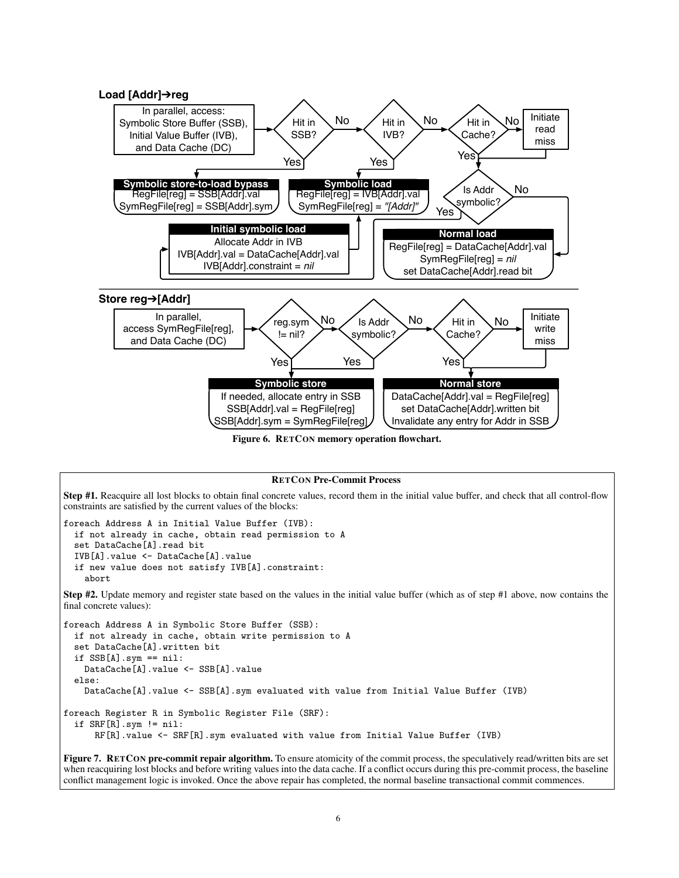**Load [Addr]→reg**

In parallel, access: Symbolic Store Buffer (SSB), Initial Value Buffer (IVB), and Data Cache (DC)

Hit in SSB? — Yes → **Symbolic store-to-load bypass**: RegFile[reg] = SSB[Addr].val; SymRegFile[reg] = SSB[Addr].sym

No → Hit in IVB? — Yes → **Symbolic load**: RegFile[reg] = IVB[Addr].val; SymRegFile[reg] = *"[Addr]"*

No → Hit in Cache? — No → Initiate read miss

Yes → Is Addr symbolic? — Yes → **Initial symbolic load**: Allocate Addr in IVB; IVB[Addr].val = DataCache[Addr].val; IVB[Addr].constraint = *nil* → Symbolic load

No → **Normal load**: RegFile[reg] = DataCache[Addr].val; SymRegFile[reg] = *nil*; set DataCache[Addr].read bit

**Store reg→[Addr]**

In parallel, access SymRegFile[reg], and Data Cache (DC)

reg.sym != nil? — Yes → **Symbolic store**: If needed, allocate entry in SSB; SSB[Addr].val = RegFile[reg]; SSB[Addr].sym = SymRegFile[reg]

No → Is Addr symbolic? — Yes → Symbolic store

No → Hit in Cache? — No → Initiate write miss

Yes → **Normal store**: DataCache[Addr].val = RegFile[reg]; set DataCache[Addr].written bit; Invalidate any entry for Addr in SSB

**Figure 6. RETCON memory operation flowchart.**

---

**RETCON Pre-Commit Process**

**Step #1.** Reacquire all lost blocks to obtain final concrete values, record them in the initial value buffer, and check that all control-flow constraints are satisfied by the current values of the blocks:

```
foreach Address A in Initial Value Buffer (IVB):
  if not already in cache, obtain read permission to A
  set DataCache[A].read bit
  IVB[A].value <- DataCache[A].value
  if new value does not satisfy IVB[A].constraint:
    abort
```

**Step #2.** Update memory and register state based on the values in the initial value buffer (which as of step #1 above, now contains the final concrete values):

```
foreach Address A in Symbolic Store Buffer (SSB):
  if not already in cache, obtain write permission to A
  set DataCache[A].written bit
  if SSB[A].sym == nil:
    DataCache[A].value <- SSB[A].value
  else:
    DataCache[A].value <- SSB[A].sym evaluated with value from Initial Value Buffer (IVB)

foreach Register R in Symbolic Register File (SRF):
  if SRF[R].sym != nil:
      RF[R].value <- SRF[R].sym evaluated with value from Initial Value Buffer (IVB)
```

**Figure 7. RETCON pre-commit repair algorithm.** To ensure atomicity of the commit process, the speculatively read/written bits are set when reacquiring lost blocks and before writing values into the data cache. If a conflict occurs during this pre-commit process, the baseline conflict management logic is invoked. Once the above repair has completed, the normal baseline transactional commit commences.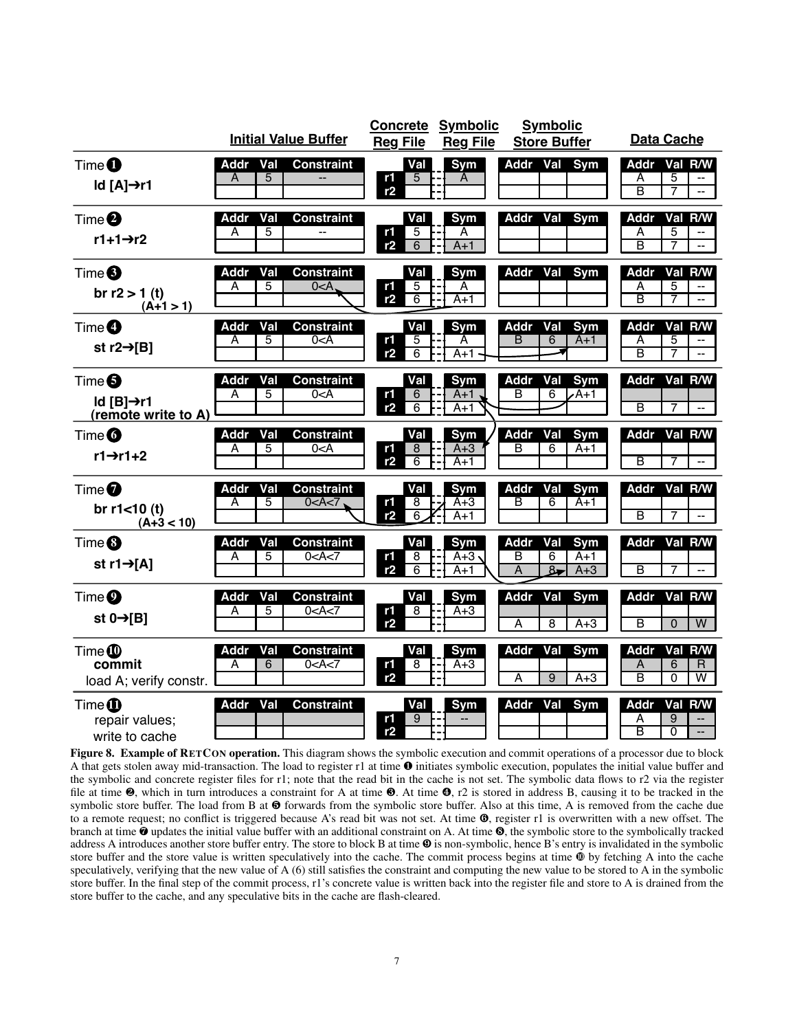| Time | Operation | Initial Value Buffer (Addr / Val / Constraint) | Concrete Reg File (Val) | Symbolic Reg File (Sym) | Symbolic Store Buffer (Addr / Val / Sym) | Data Cache (Addr / Val / R/W) |
|---|---|---|---|---|---|---|
| ❶ | ld [A]→r1 | A / 5 / -- | r1: 5; r2: | r1: A; r2: | | A / 5 / --; B / 7 / -- |
| ❷ | r1+1→r2 | A / 5 / -- | r1: 5; r2: 6 | r1: A; r2: A+1 | | A / 5 / --; B / 7 / -- |
| ❸ | br r2 > 1 (t) (A+1 > 1) | A / 5 / 0<A | r1: 5; r2: 6 | r1: A; r2: A+1 | | A / 5 / --; B / 7 / -- |
| ❹ | st r2→[B] | A / 5 / 0<A | r1: 5; r2: 6 | r1: A; r2: A+1 | B / 6 / A+1 | A / 5 / --; B / 7 / -- |
| ❺ | ld [B]→r1 (remote write to A) | A / 5 / 0<A | r1: 6; r2: 6 | r1: A+1; r2: A+1 | B / 6 / A+1 | (empty); B / 7 / -- |
| ❻ | r1→r1+2 | A / 5 / 0<A | r1: 8; r2: 6 | r1: A+3; r2: A+1 | B / 6 / A+1 | (empty); B / 7 / -- |
| ❼ | br r1<10 (t) (A+3 < 10) | A / 5 / 0<A<7 | r1: 8; r2: 6 | r1: A+3; r2: A+1 | B / 6 / A+1 | (empty); B / 7 / -- |
| ❽ | st r1→[A] | A / 5 / 0<A<7 | r1: 8; r2: 6 | r1: A+3; r2: A+1 | B / 6 / A+1; A / 8 / A+3 | (empty); B / 7 / -- |
| ❾ | st 0→[B] | A / 5 / 0<A<7 | r1: 8; r2: | r1: A+3; r2: | (empty); A / 8 / A+3 | (empty); B / 0 / W |
| ❿ | commit; load A; verify constr. | A / 6 / 0<A<7 | r1: 8; r2: | r1: A+3; r2: | (empty); A / 9 / A+3 | A / 6 / R; B / 0 / W |
| ⓫ | repair values; write to cache | (empty) | r1: 9; r2: | r1: --; r2: | (empty) | A / 9 / --; B / 0 / -- |

**Figure 8. Example of RetCon operation.** This diagram shows the symbolic execution and commit operations of a processor due to block A that gets stolen away mid-transaction. The load to register r1 at time ❶ initiates symbolic execution, populates the initial value buffer and the symbolic and concrete register files for r1; note that the read bit in the cache is not set. The symbolic data flows to r2 via the register file at time ❷, which in turn introduces a constraint for A at time ❸. At time ❹, r2 is stored in address B, causing it to be tracked in the symbolic store buffer. The load from B at ❺ forwards from the symbolic store buffer. Also at this time, A is removed from the cache due to a remote request; no conflict is triggered because A's read bit was not set. At time ❻, register r1 is overwritten with a new offset. The branch at time ❼ updates the initial value buffer with an additional constraint on A. At time ❽, the symbolic store to the symbolically tracked address A introduces another store buffer entry. The store to block B at time ❾ is non-symbolic, hence B's entry is invalidated in the symbolic store buffer and the store value is written speculatively into the cache. The commit process begins at time ❿ by fetching A into the cache speculatively, verifying that the new value of A (6) still satisfies the constraint and computing the new value to be stored to A in the symbolic store buffer. In the final step of the commit process, r1's concrete value is written back into the register file and store to A is drained from the store buffer to the cache, and any speculative bits in the cache are flash-cleared.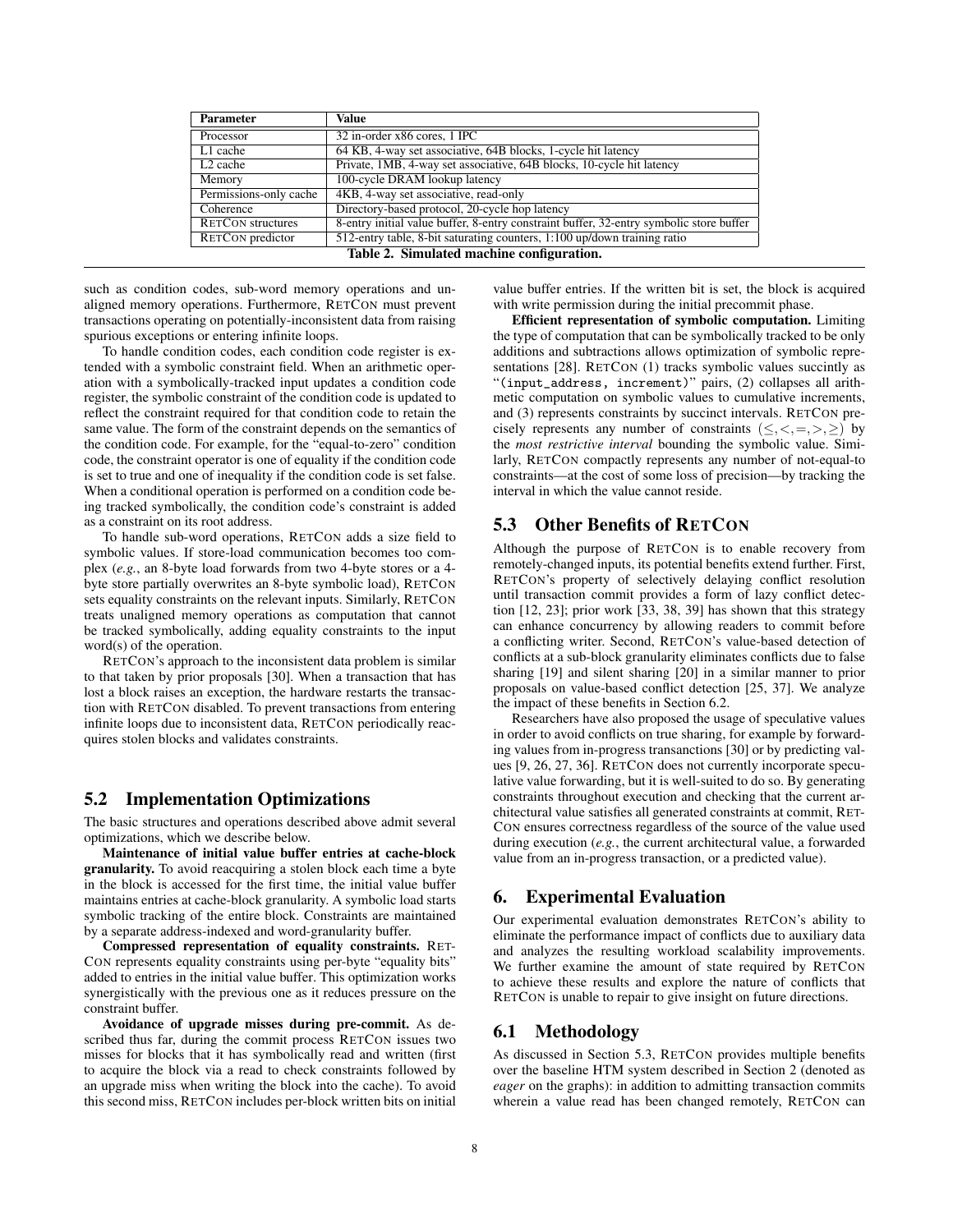| Parameter | Value |
| --- | --- |
| Processor | 32 in-order x86 cores, 1 IPC |
| L1 cache | 64 KB, 4-way set associative, 64B blocks, 1-cycle hit latency |
| L2 cache | Private, 1MB, 4-way set associative, 64B blocks, 10-cycle hit latency |
| Memory | 100-cycle DRAM lookup latency |
| Permissions-only cache | 4KB, 4-way set associative, read-only |
| Coherence | Directory-based protocol, 20-cycle hop latency |
| RETCON structures | 8-entry initial value buffer, 8-entry constraint buffer, 32-entry symbolic store buffer |
| RETCON predictor | 512-entry table, 8-bit saturating counters, 1:100 up/down training ratio |

**Table 2. Simulated machine configuration.**

such as condition codes, sub-word memory operations and unaligned memory operations. Furthermore, RETCON must prevent transactions operating on potentially-inconsistent data from raising spurious exceptions or entering infinite loops.

To handle condition codes, each condition code register is extended with a symbolic constraint field. When an arithmetic operation with a symbolically-tracked input updates a condition code register, the symbolic constraint of the condition code is updated to reflect the constraint required for that condition code to retain the same value. The form of the constraint depends on the semantics of the condition code. For example, for the "equal-to-zero" condition code, the constraint operator is one of equality if the condition code is set to true and one of inequality if the condition code is set false. When a conditional operation is performed on a condition code being tracked symbolically, the condition code's constraint is added as a constraint on its root address.

To handle sub-word operations, RETCON adds a size field to symbolic values. If store-load communication becomes too complex (*e.g.*, an 8-byte load forwards from two 4-byte stores or a 4-byte store partially overwrites an 8-byte symbolic load), RETCON sets equality constraints on the relevant inputs. Similarly, RETCON treats unaligned memory operations as computation that cannot be tracked symbolically, adding equality constraints to the input word(s) of the operation.

RETCON's approach to the inconsistent data problem is similar to that taken by prior proposals [30]. When a transaction that has lost a block raises an exception, the hardware restarts the transaction with RETCON disabled. To prevent transactions from entering infinite loops due to inconsistent data, RETCON periodically reacquires stolen blocks and validates constraints.

## 5.2 Implementation Optimizations

The basic structures and operations described above admit several optimizations, which we describe below.

**Maintenance of initial value buffer entries at cache-block granularity.** To avoid reacquiring a stolen block each time a byte in the block is accessed for the first time, the initial value buffer maintains entries at cache-block granularity. A symbolic load starts symbolic tracking of the entire block. Constraints are maintained by a separate address-indexed and word-granularity buffer.

**Compressed representation of equality constraints.** RETCON represents equality constraints using per-byte "equality bits" added to entries in the initial value buffer. This optimization works synergistically with the previous one as it reduces pressure on the constraint buffer.

**Avoidance of upgrade misses during pre-commit.** As described thus far, during the commit process RETCON issues two misses for blocks that it has symbolically read and written (first to acquire the block via a read to check constraints followed by an upgrade miss when writing the block into the cache). To avoid this second miss, RETCON includes per-block written bits on initial value buffer entries. If the written bit is set, the block is acquired with write permission during the initial precommit phase.

**Efficient representation of symbolic computation.** Limiting the type of computation that can be symbolically tracked to be only additions and subtractions allows optimization of symbolic representations [28]. RETCON (1) tracks symbolic values succintly as "`(input_address, increment)`" pairs, (2) collapses all arithmetic computation on symbolic values to cumulative increments, and (3) represents constraints by succinct intervals. RETCON precisely represents any number of constraints $(\leq, <, =, >, \geq)$ by the *most restrictive interval* bounding the symbolic value. Similarly, RETCON compactly represents any number of not-equal-to constraints—at the cost of some loss of precision—by tracking the interval in which the value cannot reside.

## 5.3 Other Benefits of RETCON

Although the purpose of RETCON is to enable recovery from remotely-changed inputs, its potential benefits extend further. First, RETCON's property of selectively delaying conflict resolution until transaction commit provides a form of lazy conflict detection [12, 23]; prior work [33, 38, 39] has shown that this strategy can enhance concurrency by allowing readers to commit before a conflicting writer. Second, RETCON's value-based detection of conflicts at a sub-block granularity eliminates conflicts due to false sharing [19] and silent sharing [20] in a similar manner to prior proposals on value-based conflict detection [25, 37]. We analyze the impact of these benefits in Section 6.2.

Researchers have also proposed the usage of speculative values in order to avoid conflicts on true sharing, for example by forwarding values from in-progress transanctions [30] or by predicting values [9, 26, 27, 36]. RETCON does not currently incorporate speculative value forwarding, but it is well-suited to do so. By generating constraints throughout execution and checking that the current architectural value satisfies all generated constraints at commit, RETCON ensures correctness regardless of the source of the value used during execution (*e.g.*, the current architectural value, a forwarded value from an in-progress transaction, or a predicted value).

## 6. Experimental Evaluation

Our experimental evaluation demonstrates RETCON's ability to eliminate the performance impact of conflicts due to auxiliary data and analyzes the resulting workload scalability improvements. We further examine the amount of state required by RETCON to achieve these results and explore the nature of conflicts that RETCON is unable to repair to give insight on future directions.

## 6.1 Methodology

As discussed in Section 5.3, RETCON provides multiple benefits over the baseline HTM system described in Section 2 (denoted as *eager* on the graphs): in addition to admitting transaction commits wherein a value read has been changed remotely, RETCON can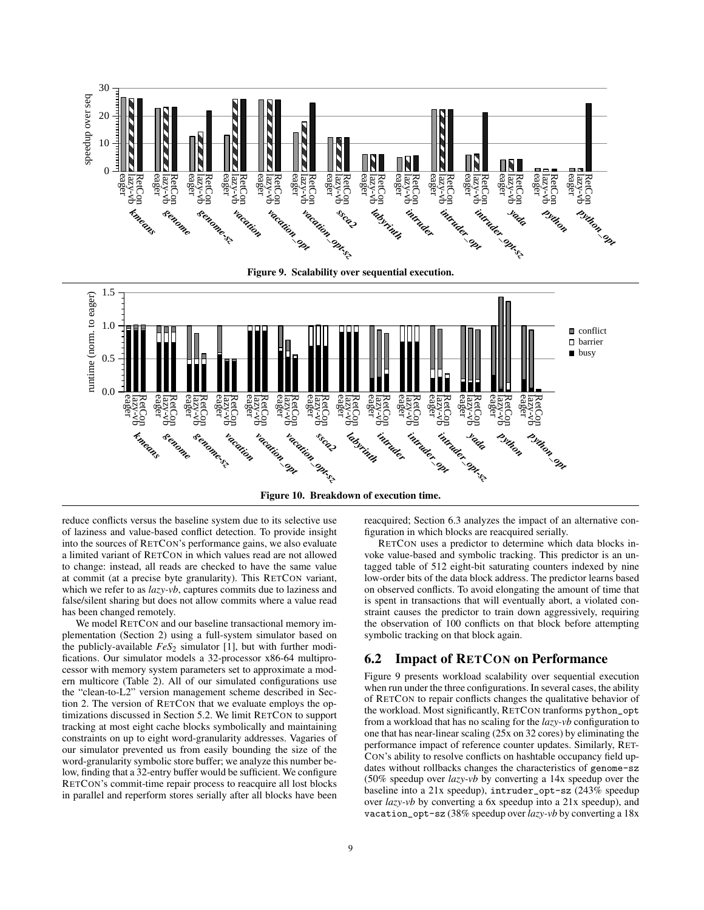Figure 9. Scalability over sequential execution.

Figure 10. Breakdown of execution time.

reduce conflicts versus the baseline system due to its selective use of laziness and value-based conflict detection. To provide insight into the sources of RETCON's performance gains, we also evaluate a limited variant of RETCON in which values read are not allowed to change: instead, all reads are checked to have the same value at commit (at a precise byte granularity). This RETCON variant, which we refer to as *lazy-vb*, captures commits due to laziness and false/silent sharing but does not allow commits where a value read has been changed remotely.

We model RETCON and our baseline transactional memory implementation (Section 2) using a full-system simulator based on the publicly-available $FeS_2$ simulator [1], but with further modifications. Our simulator models a 32-processor x86-64 multiprocessor with memory system parameters set to approximate a modern multicore (Table 2). All of our simulated configurations use the "clean-to-L2" version management scheme described in Section 2. The version of RETCON that we evaluate employs the optimizations discussed in Section 5.2. We limit RETCON to support tracking at most eight cache blocks symbolically and maintaining constraints on up to eight word-granularity addresses. Vagaries of our simulator prevented us from easily bounding the size of the word-granularity symbolic store buffer; we analyze this number below, finding that a 32-entry buffer would be sufficient. We configure RETCON's commit-time repair process to reacquire all lost blocks in parallel and reperform stores serially after all blocks have been reacquired; Section 6.3 analyzes the impact of an alternative configuration in which blocks are reacquired serially.

RETCON uses a predictor to determine which data blocks invoke value-based and symbolic tracking. This predictor is an untagged table of 512 eight-bit saturating counters indexed by nine low-order bits of the data block address. The predictor learns based on observed conflicts. To avoid elongating the amount of time that is spent in transactions that will eventually abort, a violated constraint causes the predictor to train down aggressively, requiring the observation of 100 conflicts on that block before attempting symbolic tracking on that block again.

## 6.2 Impact of RETCON on Performance

Figure 9 presents workload scalability over sequential execution when run under the three configurations. In several cases, the ability of RETCON to repair conflicts changes the qualitative behavior of the workload. Most significantly, RETCON tranforms `python_opt` from a workload that has no scaling for the *lazy-vb* configuration to one that has near-linear scaling (25x on 32 cores) by eliminating the performance impact of reference counter updates. Similarly, RETCON's ability to resolve conflicts on hashtable occupancy field updates without rollbacks changes the characteristics of `genome-sz` (50% speedup over *lazy-vb* by converting a 14x speedup over the baseline into a 21x speedup), `intruder_opt-sz` (243% speedup over *lazy-vb* by converting a 6x speedup into a 21x speedup), and `vacation_opt-sz` (38% speedup over *lazy-vb* by converting a 18x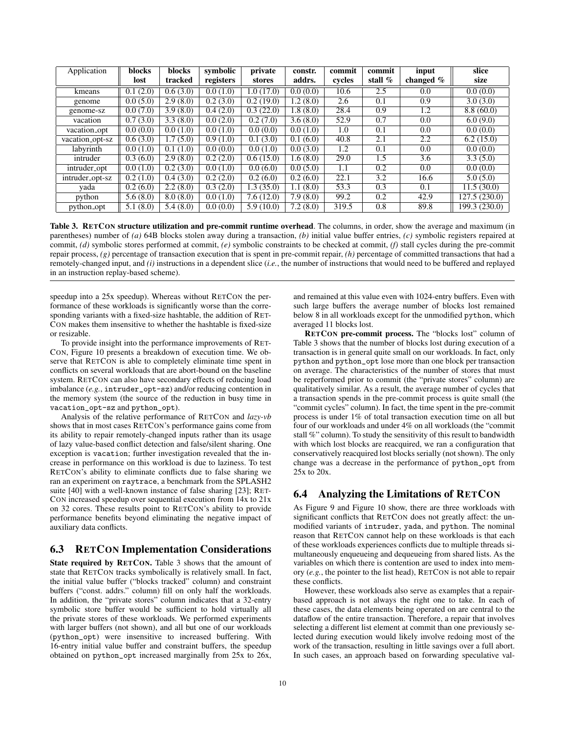| Application | blocks lost | blocks tracked | symbolic registers | private stores | constr. addrs. | commit cycles | commit stall % | input changed % | slice size |
|---|---|---|---|---|---|---|---|---|---|
| kmeans | 0.1 (2.0) | 0.6 (3.0) | 0.0 (1.0) | 1.0 (17.0) | 0.0 (0.0) | 10.6 | 2.5 | 0.0 | 0.0 (0.0) |
| genome | 0.0 (5.0) | 2.9 (8.0) | 0.2 (3.0) | 0.2 (19.0) | 1.2 (8.0) | 2.6 | 0.1 | 0.9 | 3.0 (3.0) |
| genome-sz | 0.0 (7.0) | 3.9 (8.0) | 0.4 (2.0) | 0.3 (22.0) | 1.8 (8.0) | 28.4 | 0.9 | 1.2 | 8.8 (60.0) |
| vacation | 0.7 (3.0) | 3.3 (8.0) | 0.0 (2.0) | 0.2 (7.0) | 3.6 (8.0) | 52.9 | 0.7 | 0.0 | 6.0 (9.0) |
| vacation_opt | 0.0 (0.0) | 0.0 (1.0) | 0.0 (1.0) | 0.0 (0.0) | 0.0 (1.0) | 1.0 | 0.1 | 0.0 | 0.0 (0.0) |
| vacation_opt-sz | 0.6 (3.0) | 1.7 (5.0) | 0.9 (1.0) | 0.1 (3.0) | 0.1 (6.0) | 40.8 | 2.1 | 2.2 | 6.2 (15.0) |
| labyrinth | 0.0 (1.0) | 0.1 (1.0) | 0.0 (0.0) | 0.0 (1.0) | 0.0 (3.0) | 1.2 | 0.1 | 0.0 | 0.0 (0.0) |
| intruder | 0.3 (6.0) | 2.9 (8.0) | 0.2 (2.0) | 0.6 (15.0) | 1.6 (8.0) | 29.0 | 1.5 | 3.6 | 3.3 (5.0) |
| intruder_opt | 0.0 (1.0) | 0.2 (3.0) | 0.0 (1.0) | 0.0 (6.0) | 0.0 (5.0) | 1.1 | 0.2 | 0.0 | 0.0 (0.0) |
| intruder_opt-sz | 0.2 (1.0) | 0.4 (3.0) | 0.2 (2.0) | 0.2 (6.0) | 0.2 (6.0) | 22.1 | 3.2 | 16.6 | 5.0 (5.0) |
| yada | 0.2 (6.0) | 2.2 (8.0) | 0.3 (2.0) | 1.3 (35.0) | 1.1 (8.0) | 53.3 | 0.3 | 0.1 | 11.5 (30.0) |
| python | 5.6 (8.0) | 8.0 (8.0) | 0.0 (1.0) | 7.6 (12.0) | 7.9 (8.0) | 99.2 | 0.2 | 42.9 | 127.5 (230.0) |
| python_opt | 5.1 (8.0) | 5.4 (8.0) | 0.0 (0.0) | 5.9 (10.0) | 7.2 (8.0) | 319.5 | 0.8 | 89.8 | 199.3 (230.0) |

**Table 3. RETCON structure utilization and pre-commit runtime overhead**. The columns, in order, show the average and maximum (in parentheses) number of *(a)* 64B blocks stolen away during a transaction, *(b)* initial value buffer entries, *(c)* symbolic registers repaired at commit, *(d)* symbolic stores performed at commit, *(e)* symbolic constraints to be checked at commit, *(f)* stall cycles during the pre-commit repair process, *(g)* percentage of transaction execution that is spent in pre-commit repair, *(h)* percentage of committed transactions that had a remotely-changed input, and *(i)* instructions in a dependent slice (*i.e.*, the number of instructions that would need to be buffered and replayed in an instruction replay-based scheme).

speedup into a 25x speedup). Whereas without RETCON the performance of these workloads is significantly worse than the corresponding variants with a fixed-size hashtable, the addition of RETCON makes them insensitive to whether the hashtable is fixed-size or resizable.

To provide insight into the performance improvements of RETCON, Figure 10 presents a breakdown of execution time. We observe that RETCON is able to completely eliminate time spent in conflicts on several workloads that are abort-bound on the baseline system. RETCON can also have secondary effects of reducing load imbalance (*e.g.*, `intruder_opt-sz`) and/or reducing contention in the memory system (the source of the reduction in busy time in `vacation_opt-sz` and `python_opt`).

Analysis of the relative performance of RETCON and *lazy-vb* shows that in most cases RETCON's performance gains come from its ability to repair remotely-changed inputs rather than its usage of lazy value-based conflict detection and false/silent sharing. One exception is `vacation`; further investigation revealed that the increase in performance on this workload is due to laziness. To test RETCON's ability to eliminate conflicts due to false sharing we ran an experiment on `raytrace`, a benchmark from the SPLASH2 suite [40] with a well-known instance of false sharing [23]; RETCON increased speedup over sequential execution from 14x to 21x on 32 cores. These results point to RETCON's ability to provide performance benefits beyond eliminating the negative impact of auxiliary data conflicts.

## 6.3 RETCON Implementation Considerations

**State required by RETCON.** Table 3 shows that the amount of state that RETCON tracks symbolically is relatively small. In fact, the initial value buffer ("blocks tracked" column) and constraint buffers ("const. addrs." column) fill on only half the workloads. In addition, the "private stores" column indicates that a 32-entry symbolic store buffer would be sufficient to hold virtually all the private stores of these workloads. We performed experiments with larger buffers (not shown), and all but one of our workloads (`python_opt`) were insensitive to increased buffering. With 16-entry initial value buffer and constraint buffers, the speedup obtained on `python_opt` increased marginally from 25x to 26x, and remained at this value even with 1024-entry buffers. Even with such large buffers the average number of blocks lost remained below 8 in all workloads except for the unmodified `python`, which averaged 11 blocks lost.

**RETCON pre-commit process.** The "blocks lost" column of Table 3 shows that the number of blocks lost during execution of a transaction is in general quite small on our workloads. In fact, only `python` and `python_opt` lose more than one block per transaction on average. The characteristics of the number of stores that must be reperformed prior to commit (the "private stores" column) are qualitatively similar. As a result, the average number of cycles that a transaction spends in the pre-commit process is quite small (the "commit cycles" column). In fact, the time spent in the pre-commit process is under 1% of total transaction execution time on all but four of our workloads and under 4% on all workloads (the "commit stall %" column). To study the sensitivity of this result to bandwidth with which lost blocks are reacquired, we ran a configuration that conservatively reacquired lost blocks serially (not shown). The only change was a decrease in the performance of `python_opt` from 25x to 20x.

## 6.4 Analyzing the Limitations of RETCON

As Figure 9 and Figure 10 show, there are three workloads with significant conflicts that RETCON does not greatly affect: the unmodified variants of `intruder`, `yada`, and `python`. The nominal reason that RETCON cannot help on these workloads is that each of these workloads experiences conflicts due to multiple threads simultaneously enqueueing and dequeueing from shared lists. As the variables on which there is contention are used to index into memory (*e.g.*, the pointer to the list head), RETCON is not able to repair these conflicts.

However, these workloads also serve as examples that a repair-based approach is not always the right one to take. In each of these cases, the data elements being operated on are central to the dataflow of the entire transaction. Therefore, a repair that involves selecting a different list element at commit than one previously selected during execution would likely involve redoing most of the work of the transaction, resulting in little savings over a full abort. In such cases, an approach based on forwarding speculative val-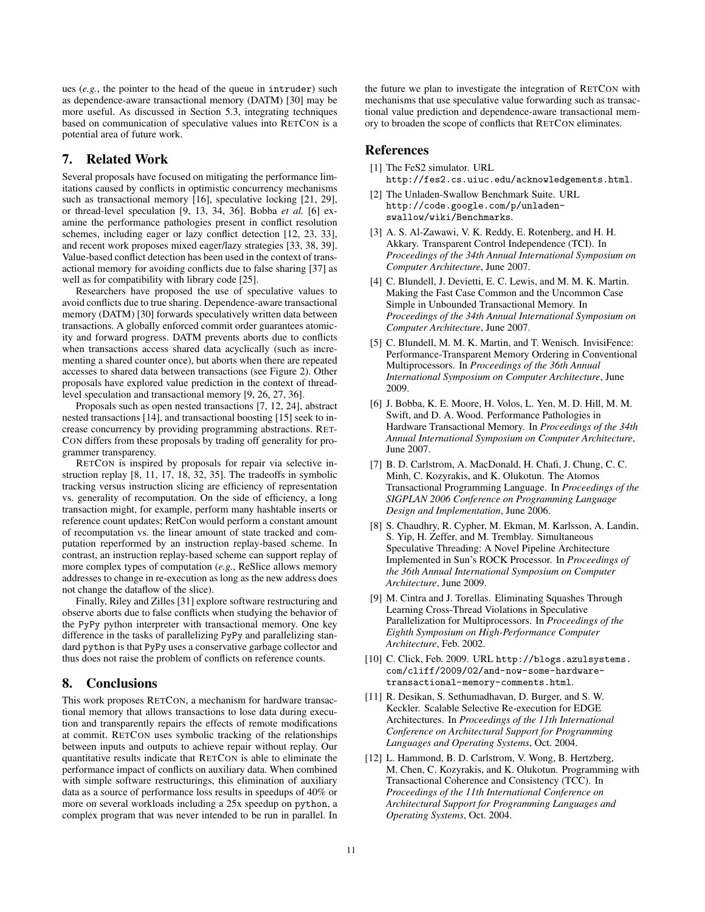ues (*e.g.*, the pointer to the head of the queue in `intruder`) such as dependence-aware transactional memory (DATM) [30] may be more useful. As discussed in Section 5.3, integrating techniques based on communication of speculative values into RETCON is a potential area of future work.

## 7. Related Work

Several proposals have focused on mitigating the performance limitations caused by conflicts in optimistic concurrency mechanisms such as transactional memory [16], speculative locking [21, 29], or thread-level speculation [9, 13, 34, 36]. Bobba *et al.* [6] examine the performance pathologies present in conflict resolution schemes, including eager or lazy conflict detection [12, 23, 33], and recent work proposes mixed eager/lazy strategies [33, 38, 39]. Value-based conflict detection has been used in the context of transactional memory for avoiding conflicts due to false sharing [37] as well as for compatibility with library code [25].

Researchers have proposed the use of speculative values to avoid conflicts due to true sharing. Dependence-aware transactional memory (DATM) [30] forwards speculatively written data between transactions. A globally enforced commit order guarantees atomicity and forward progress. DATM prevents aborts due to conflicts when transactions access shared data acyclically (such as incrementing a shared counter once), but aborts when there are repeated accesses to shared data between transactions (see Figure 2). Other proposals have explored value prediction in the context of thread-level speculation and transactional memory [9, 26, 27, 36].

Proposals such as open nested transactions [7, 12, 24], abstract nested transactions [14], and transactional boosting [15] seek to increase concurrency by providing programming abstractions. RETCON differs from these proposals by trading off generality for programmer transparency.

RETCON is inspired by proposals for repair via selective instruction replay [8, 11, 17, 18, 32, 35]. The tradeoffs in symbolic tracking versus instruction slicing are efficiency of representation vs. generality of recomputation. On the side of efficiency, a long transaction might, for example, perform many hashtable inserts or reference count updates; RetCon would perform a constant amount of recomputation vs. the linear amount of state tracked and computation reperformed by an instruction replay-based scheme. In contrast, an instruction replay-based scheme can support replay of more complex types of computation (*e.g.*, ReSlice allows memory addresses to change in re-execution as long as the new address does not change the dataflow of the slice).

Finally, Riley and Zilles [31] explore software restructuring and observe aborts due to false conflicts when studying the behavior of the `PyPy` python interpreter with transactional memory. One key difference in the tasks of parallelizing `PyPy` and parallelizing standard `python` is that `PyPy` uses a conservative garbage collector and thus does not raise the problem of conflicts on reference counts.

## 8. Conclusions

This work proposes RETCON, a mechanism for hardware transactional memory that allows transactions to lose data during execution and transparently repairs the effects of remote modifications at commit. RETCON uses symbolic tracking of the relationships between inputs and outputs to achieve repair without replay. Our quantitative results indicate that RETCON is able to eliminate the performance impact of conflicts on auxiliary data. When combined with simple software restructurings, this elimination of auxiliary data as a source of performance loss results in speedups of 40% or more on several workloads including a 25x speedup on `python`, a complex program that was never intended to be run in parallel. In the future we plan to investigate the integration of RETCON with mechanisms that use speculative value forwarding such as transactional value prediction and dependence-aware transactional memory to broaden the scope of conflicts that RETCON eliminates.

## References

[1] The FeS2 simulator. URL `http://fes2.cs.uiuc.edu/acknowledgements.html`.

[2] The Unladen-Swallow Benchmark Suite. URL `http://code.google.com/p/unladen-swallow/wiki/Benchmarks`.

[3] A. S. Al-Zawawi, V. K. Reddy, E. Rotenberg, and H. H. Akkary. Transparent Control Independence (TCI). In *Proceedings of the 34th Annual International Symposium on Computer Architecture*, June 2007.

[4] C. Blundell, J. Devietti, E. C. Lewis, and M. M. K. Martin. Making the Fast Case Common and the Uncommon Case Simple in Unbounded Transactional Memory. In *Proceedings of the 34th Annual International Symposium on Computer Architecture*, June 2007.

[5] C. Blundell, M. M. K. Martin, and T. Wenisch. InvisiFence: Performance-Transparent Memory Ordering in Conventional Multiprocessors. In *Proceedings of the 36th Annual International Symposium on Computer Architecture*, June 2009.

[6] J. Bobba, K. E. Moore, H. Volos, L. Yen, M. D. Hill, M. M. Swift, and D. A. Wood. Performance Pathologies in Hardware Transactional Memory. In *Proceedings of the 34th Annual International Symposium on Computer Architecture*, June 2007.

[7] B. D. Carlstrom, A. MacDonald, H. Chafi, J. Chung, C. C. Minh, C. Kozyrakis, and K. Olukotun. The Atomos Transactional Programming Language. In *Proceedings of the SIGPLAN 2006 Conference on Programming Language Design and Implementation*, June 2006.

[8] S. Chaudhry, R. Cypher, M. Ekman, M. Karlsson, A. Landin, S. Yip, H. Zeffer, and M. Tremblay. Simultaneous Speculative Threading: A Novel Pipeline Architecture Implemented in Sun's ROCK Processor. In *Proceedings of the 36th Annual International Symposium on Computer Architecture*, June 2009.

[9] M. Cintra and J. Torellas. Eliminating Squashes Through Learning Cross-Thread Violations in Speculative Parallelization for Multiprocessors. In *Proceedings of the Eighth Symposium on High-Performance Computer Architecture*, Feb. 2002.

[10] C. Click, Feb. 2009. URL `http://blogs.azulsystems.com/cliff/2009/02/and-now-some-hardware-transactional-memory-comments.html`.

[11] R. Desikan, S. Sethumadhavan, D. Burger, and S. W. Keckler. Scalable Selective Re-execution for EDGE Architectures. In *Proceedings of the 11th International Conference on Architectural Support for Programming Languages and Operating Systems*, Oct. 2004.

[12] L. Hammond, B. D. Carlstrom, V. Wong, B. Hertzberg, M. Chen, C. Kozyrakis, and K. Olukotun. Programming with Transactional Coherence and Consistency (TCC). In *Proceedings of the 11th International Conference on Architectural Support for Programming Languages and Operating Systems*, Oct. 2004.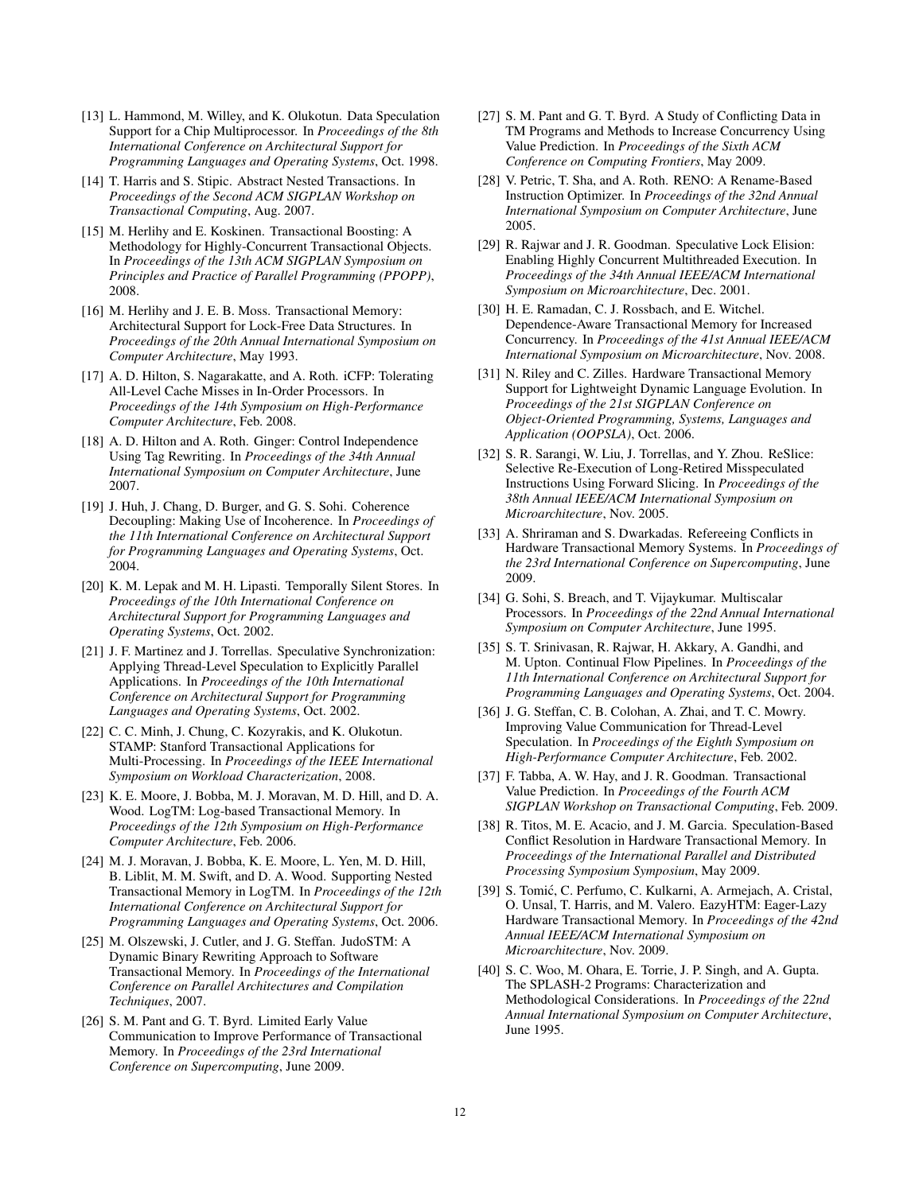[13] L. Hammond, M. Willey, and K. Olukotun. Data Speculation Support for a Chip Multiprocessor. In *Proceedings of the 8th International Conference on Architectural Support for Programming Languages and Operating Systems*, Oct. 1998.

[14] T. Harris and S. Stipic. Abstract Nested Transactions. In *Proceedings of the Second ACM SIGPLAN Workshop on Transactional Computing*, Aug. 2007.

[15] M. Herlihy and E. Koskinen. Transactional Boosting: A Methodology for Highly-Concurrent Transactional Objects. In *Proceedings of the 13th ACM SIGPLAN Symposium on Principles and Practice of Parallel Programming (PPOPP)*, 2008.

[16] M. Herlihy and J. E. B. Moss. Transactional Memory: Architectural Support for Lock-Free Data Structures. In *Proceedings of the 20th Annual International Symposium on Computer Architecture*, May 1993.

[17] A. D. Hilton, S. Nagarakatte, and A. Roth. iCFP: Tolerating All-Level Cache Misses in In-Order Processors. In *Proceedings of the 14th Symposium on High-Performance Computer Architecture*, Feb. 2008.

[18] A. D. Hilton and A. Roth. Ginger: Control Independence Using Tag Rewriting. In *Proceedings of the 34th Annual International Symposium on Computer Architecture*, June 2007.

[19] J. Huh, J. Chang, D. Burger, and G. S. Sohi. Coherence Decoupling: Making Use of Incoherence. In *Proceedings of the 11th International Conference on Architectural Support for Programming Languages and Operating Systems*, Oct. 2004.

[20] K. M. Lepak and M. H. Lipasti. Temporally Silent Stores. In *Proceedings of the 10th International Conference on Architectural Support for Programming Languages and Operating Systems*, Oct. 2002.

[21] J. F. Martinez and J. Torrellas. Speculative Synchronization: Applying Thread-Level Speculation to Explicitly Parallel Applications. In *Proceedings of the 10th International Conference on Architectural Support for Programming Languages and Operating Systems*, Oct. 2002.

[22] C. C. Minh, J. Chung, C. Kozyrakis, and K. Olukotun. STAMP: Stanford Transactional Applications for Multi-Processing. In *Proceedings of the IEEE International Symposium on Workload Characterization*, 2008.

[23] K. E. Moore, J. Bobba, M. J. Moravan, M. D. Hill, and D. A. Wood. LogTM: Log-based Transactional Memory. In *Proceedings of the 12th Symposium on High-Performance Computer Architecture*, Feb. 2006.

[24] M. J. Moravan, J. Bobba, K. E. Moore, L. Yen, M. D. Hill, B. Liblit, M. M. Swift, and D. A. Wood. Supporting Nested Transactional Memory in LogTM. In *Proceedings of the 12th International Conference on Architectural Support for Programming Languages and Operating Systems*, Oct. 2006.

[25] M. Olszewski, J. Cutler, and J. G. Steffan. JudoSTM: A Dynamic Binary Rewriting Approach to Software Transactional Memory. In *Proceedings of the International Conference on Parallel Architectures and Compilation Techniques*, 2007.

[26] S. M. Pant and G. T. Byrd. Limited Early Value Communication to Improve Performance of Transactional Memory. In *Proceedings of the 23rd International Conference on Supercomputing*, June 2009.

[27] S. M. Pant and G. T. Byrd. A Study of Conflicting Data in TM Programs and Methods to Increase Concurrency Using Value Prediction. In *Proceedings of the Sixth ACM Conference on Computing Frontiers*, May 2009.

[28] V. Petric, T. Sha, and A. Roth. RENO: A Rename-Based Instruction Optimizer. In *Proceedings of the 32nd Annual International Symposium on Computer Architecture*, June 2005.

[29] R. Rajwar and J. R. Goodman. Speculative Lock Elision: Enabling Highly Concurrent Multithreaded Execution. In *Proceedings of the 34th Annual IEEE/ACM International Symposium on Microarchitecture*, Dec. 2001.

[30] H. E. Ramadan, C. J. Rossbach, and E. Witchel. Dependence-Aware Transactional Memory for Increased Concurrency. In *Proceedings of the 41st Annual IEEE/ACM International Symposium on Microarchitecture*, Nov. 2008.

[31] N. Riley and C. Zilles. Hardware Transactional Memory Support for Lightweight Dynamic Language Evolution. In *Proceedings of the 21st SIGPLAN Conference on Object-Oriented Programming, Systems, Languages and Application (OOPSLA)*, Oct. 2006.

[32] S. R. Sarangi, W. Liu, J. Torrellas, and Y. Zhou. ReSlice: Selective Re-Execution of Long-Retired Misspeculated Instructions Using Forward Slicing. In *Proceedings of the 38th Annual IEEE/ACM International Symposium on Microarchitecture*, Nov. 2005.

[33] A. Shriraman and S. Dwarkadas. Refereeing Conflicts in Hardware Transactional Memory Systems. In *Proceedings of the 23rd International Conference on Supercomputing*, June 2009.

[34] G. Sohi, S. Breach, and T. Vijaykumar. Multiscalar Processors. In *Proceedings of the 22nd Annual International Symposium on Computer Architecture*, June 1995.

[35] S. T. Srinivasan, R. Rajwar, H. Akkary, A. Gandhi, and M. Upton. Continual Flow Pipelines. In *Proceedings of the 11th International Conference on Architectural Support for Programming Languages and Operating Systems*, Oct. 2004.

[36] J. G. Steffan, C. B. Colohan, A. Zhai, and T. C. Mowry. Improving Value Communication for Thread-Level Speculation. In *Proceedings of the Eighth Symposium on High-Performance Computer Architecture*, Feb. 2002.

[37] F. Tabba, A. W. Hay, and J. R. Goodman. Transactional Value Prediction. In *Proceedings of the Fourth ACM SIGPLAN Workshop on Transactional Computing*, Feb. 2009.

[38] R. Titos, M. E. Acacio, and J. M. Garcia. Speculation-Based Conflict Resolution in Hardware Transactional Memory. In *Proceedings of the International Parallel and Distributed Processing Symposium Symposium*, May 2009.

[39] S. Tomić, C. Perfumo, C. Kulkarni, A. Armejach, A. Cristal, O. Unsal, T. Harris, and M. Valero. EazyHTM: Eager-Lazy Hardware Transactional Memory. In *Proceedings of the 42nd Annual IEEE/ACM International Symposium on Microarchitecture*, Nov. 2009.

[40] S. C. Woo, M. Ohara, E. Torrie, J. P. Singh, and A. Gupta. The SPLASH-2 Programs: Characterization and Methodological Considerations. In *Proceedings of the 22nd Annual International Symposium on Computer Architecture*, June 1995.